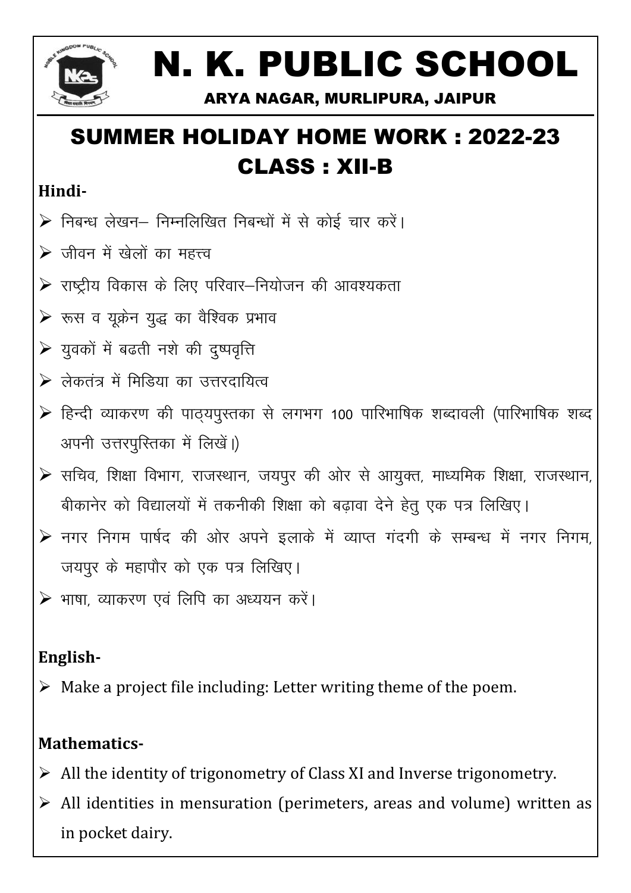# N. K. PUBLIC SCHOOL

ARYA NAGAR, MURLIPURA, JAIPUR

## SUMMER HOLIDAY HOME WORK : 2022-23
## CLASS : XII-B

**Hindi-**

- निबन्ध लेखन– निम्नलिखित निबन्धों में से कोई चार करें।
- जीवन में खेलों का महत्त्व
- राष्ट्रीय विकास के लिए परिवार–नियोजन की आवश्यकता
- रूस व यूक्रेन युद्ध का वैश्विक प्रभाव
- युवकों में बढती नशे की दुष्पवृत्ति
- लेकतंत्र में मिडिया का उत्तरदायित्व
- हिन्दी व्याकरण की पाठ्यपुस्तका से लगभग 100 पारिभाषिक शब्दावली (पारिभाषिक शब्द अपनी उत्तरपुस्तिका में लिखें।)
- सचिव, शिक्षा विभाग, राजस्थान, जयपुर की ओर से आयुक्त, माध्यमिक शिक्षा, राजस्थान, बीकानेर को विद्यालयों में तकनीकी शिक्षा को बढ़ावा देने हेतु एक पत्र लिखिए।
- नगर निगम पार्षद की ओर अपने इलाके में व्याप्त गंदगी के सम्बन्ध में नगर निगम, जयपुर के महापौर को एक पत्र लिखिए।
- भाषा, व्याकरण एवं लिपि का अध्ययन करें।

**English-**

- Make a project file including: Letter writing theme of the poem.

**Mathematics-**

- All the identity of trigonometry of Class XI and Inverse trigonometry.
- All identities in mensuration (perimeters, areas and volume) written as in pocket dairy.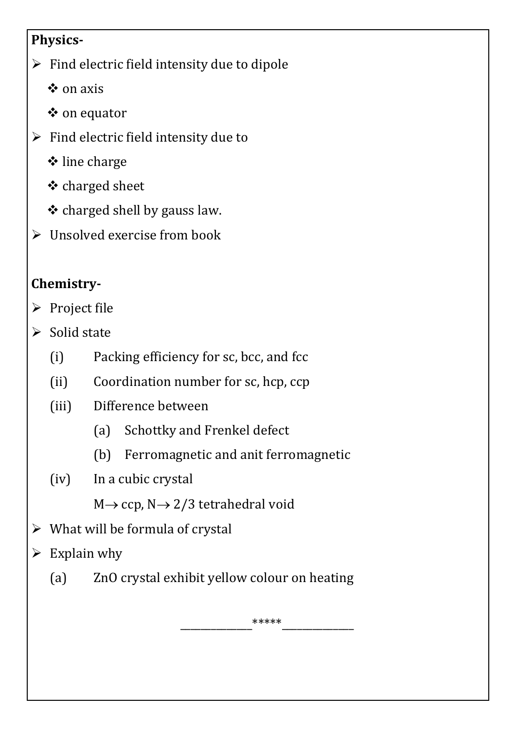**Physics-**

- Find electric field intensity due to dipole
  - on axis
  - on equator
- Find electric field intensity due to
  - line charge
  - charged sheet
  - charged shell by gauss law.
- Unsolved exercise from book

**Chemistry-**

- Project file
- Solid state
  - (i) Packing efficiency for sc, bcc, and fcc
  - (ii) Coordination number for sc, hcp, ccp
  - (iii) Difference between
    - (a) Schottky and Frenkel defect
    - (b) Ferromagnetic and anit ferromagnetic
  - (iv) In a cubic crystal

    M$\rightarrow$ ccp, N$\rightarrow$ 2/3 tetrahedral void
- What will be formula of crystal
- Explain why
  - (a) ZnO crystal exhibit yellow colour on heating

______________*****______________